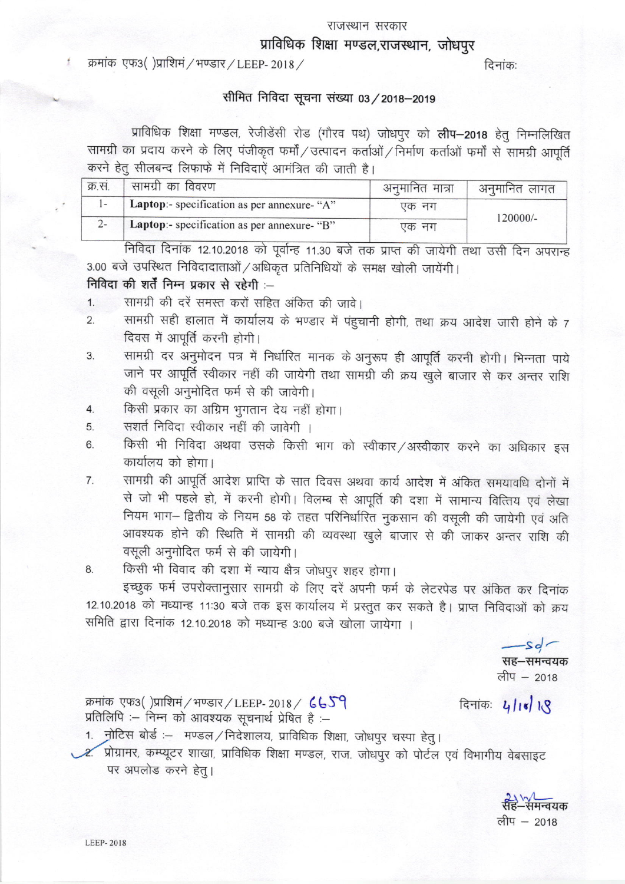राजस्थान सरकार

## प्राविधिक शिक्षा मण्डल,राजस्थान, जोधपुर

क्रमांक एफ3( )प्राशिमं / भण्डार / LEEP- 2018 / दिनांकः

### सीमित निविदा सूचना संख्या 03 / 2018–2019

प्राविधिक शिक्षा मण्डल, रेजीडेंसी रोड (गौरव पथ) जोधपुर को **लीप–2018** हेतु निम्नलिखित सामग्री का प्रदाय करने के लिए पंजीकृत फर्मों / उत्पादन कर्ताओं / निर्माण कर्ताओं फर्मों से सामग्री आपूर्ति करने हेतु सीलबन्द लिफाफे में निविदाऐं आमंत्रित की जाती है।

| क्र.सं. | सामग्री का विवरण | अनुमानित मात्रा | अनुमानित लागत |
|---|---|---|---|
| 1- | **Laptop**:- specification as per annexure- "A" | एक नग | 120000/- |
| 2- | **Laptop**:- specification as per annexure- "B" | एक नग | |

निविदा दिनांक 12.10.2018 को पूर्वान्ह 11.30 बजे तक प्राप्त की जायेगी तथा उसी दिन अपरान्ह 3.00 बजे उपस्थित निविदादाताओं / अधिकृत प्रतिनिधियों के समक्ष खोली जायेंगी।

**निविदा की शर्तें निम्न प्रकार से रहेगी :–**

1. सामग्री की दरें समस्त करों सहित अंकित की जावे।
2. सामग्री सही हालात में कार्यालय के भण्डार में पंहुचानी होगी, तथा क्रय आदेश जारी होने के 7 दिवस में आपूर्ति करनी होगी।
3. सामग्री दर अनुमोदन पत्र में निर्धारित मानक के अनुरूप ही आपूर्ति करनी होगी। भिन्नता पाये जाने पर आपूर्ति स्वीकार नहीं की जायेगी तथा सामग्री की क्रय खुले बाजार से कर अन्तर राशि की वसूली अनुमोदित फर्म से की जावेगी।
4. किसी प्रकार का अग्रिम भुगतान देय नहीं होगा।
5. सशर्त निविदा स्वीकार नहीं की जावेगी ।
6. किसी भी निविदा अथवा उसके किसी भाग को स्वीकार / अस्वीकार करने का अधिकार इस कार्यालय को होगा।
7. सामग्री की आपूर्ति आदेश प्राप्ति के सात दिवस अथवा कार्य आदेश में अंकित समयावधि दोनों में से जो भी पहले हो, में करनी होगी। विलम्ब से आपूर्ति की दशा में सामान्य वित्तिय एवं लेखा नियम भाग– द्वितीय के नियम 58 के तहत परिनिर्धारित नुकसान की वसूली की जायेगी एवं अति आवश्यक होने की स्थिति में सामग्री की व्यवस्था खुले बाजार से की जाकर अन्तर राशि की वसूली अनुमोदित फर्म से की जायेगी।
8. किसी भी विवाद की दशा में न्याय क्षैत्र जोधपुर शहर होगा।

इच्छुक फर्म उपरोक्तानुसार सामग्री के लिए दरें अपनी फर्म के लेटरपेड पर अंकित कर दिनांक 12.10.2018 को मध्यान्ह 11:30 बजे तक इस कार्यालय में प्रस्तुत कर सकते है। प्राप्त निविदाओं को क्रय समिति द्वारा दिनांक 12.10.2018 को मध्यान्ह 3:00 बजे खोला जायेगा ।

-sd-
सह–समन्वयक
लीप – 2018

क्रमांक एफ3( )प्राशिमं / भण्डार / LEEP- 2018 / 6659 दिनांकः 4/10/18

प्रतिलिपि :– निम्न को आवश्यक सूचनार्थ प्रेषित है :–

1. नोटिस बोर्ड :– मण्डल / निदेशालय, प्राविधिक शिक्षा, जोधपुर चस्पा हेतु।
2. प्रोग्रामर, कम्प्यूटर शाखा, प्राविधिक शिक्षा मण्डल, राज. जोधपुर को पोर्टल एवं विभागीय वेबसाइट पर अपलोड करने हेतु।

सह–समन्वयक
लीप – 2018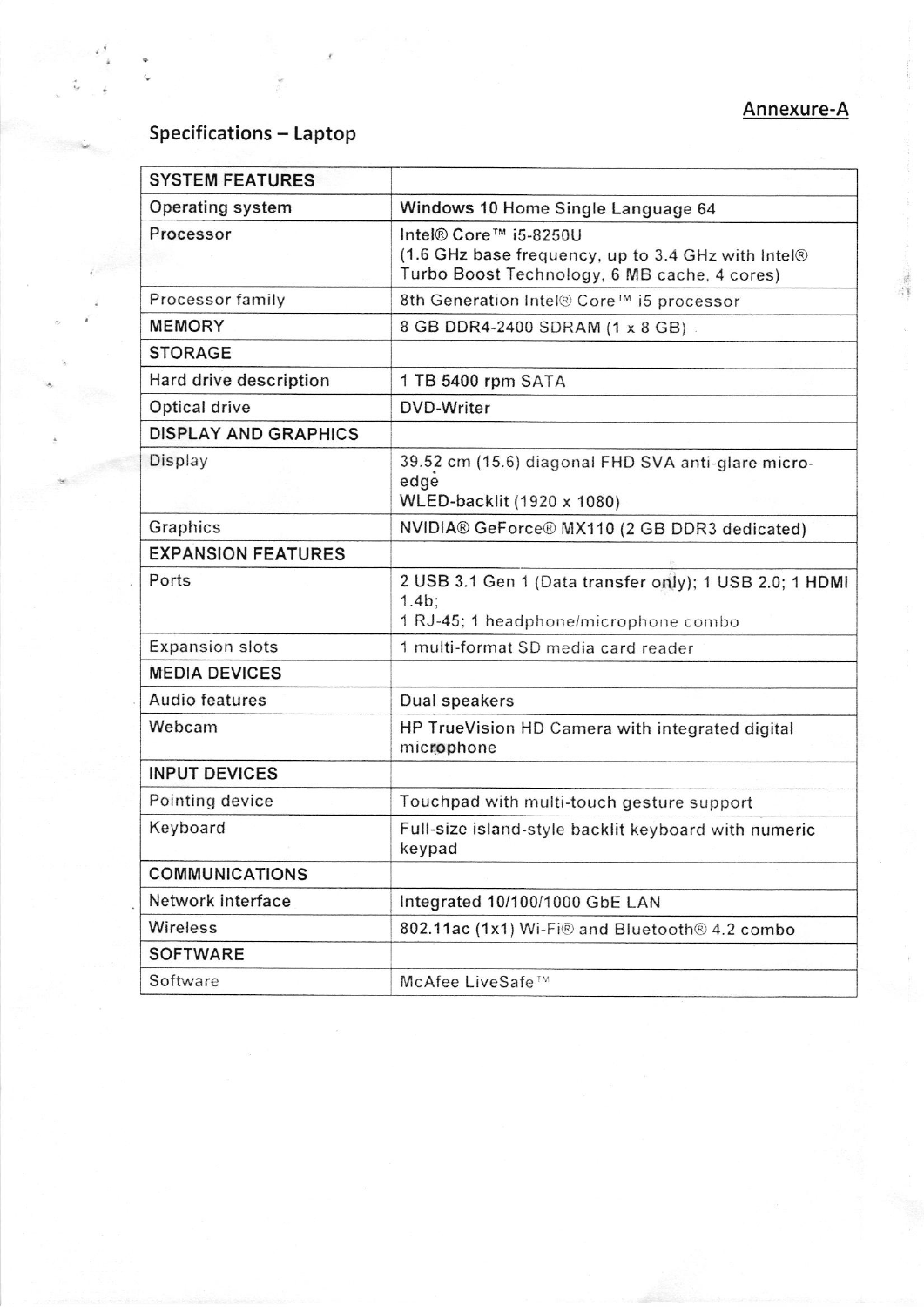Annexure-A

## Specifications – Laptop

| | |
|---|---|
| **SYSTEM FEATURES** | |
| Operating system | Windows 10 Home Single Language 64 |
| Processor | Intel® Core™ i5-8250U<br>(1.6 GHz base frequency, up to 3.4 GHz with Intel® Turbo Boost Technology, 6 MB cache, 4 cores) |
| Processor family | 8th Generation Intel® Core™ i5 processor |
| **MEMORY** | 8 GB DDR4-2400 SDRAM (1 x 8 GB) |
| **STORAGE** | |
| Hard drive description | 1 TB 5400 rpm SATA |
| Optical drive | DVD-Writer |
| **DISPLAY AND GRAPHICS** | |
| Display | 39.52 cm (15.6) diagonal FHD SVA anti-glare micro-edge<br>WLED-backlit (1920 x 1080) |
| Graphics | NVIDIA® GeForce® MX110 (2 GB DDR3 dedicated) |
| **EXPANSION FEATURES** | |
| Ports | 2 USB 3.1 Gen 1 (Data transfer only); 1 USB 2.0; 1 HDMI 1.4b;<br>1 RJ-45; 1 headphone/microphone combo |
| Expansion slots | 1 multi-format SD media card reader |
| **MEDIA DEVICES** | |
| Audio features | Dual speakers |
| Webcam | HP TrueVision HD Camera with integrated digital microphone |
| **INPUT DEVICES** | |
| Pointing device | Touchpad with multi-touch gesture support |
| Keyboard | Full-size island-style backlit keyboard with numeric keypad |
| **COMMUNICATIONS** | |
| Network interface | Integrated 10/100/1000 GbE LAN |
| Wireless | 802.11ac (1x1) Wi-Fi® and Bluetooth® 4.2 combo |
| **SOFTWARE** | |
| Software | McAfee LiveSafe™ |